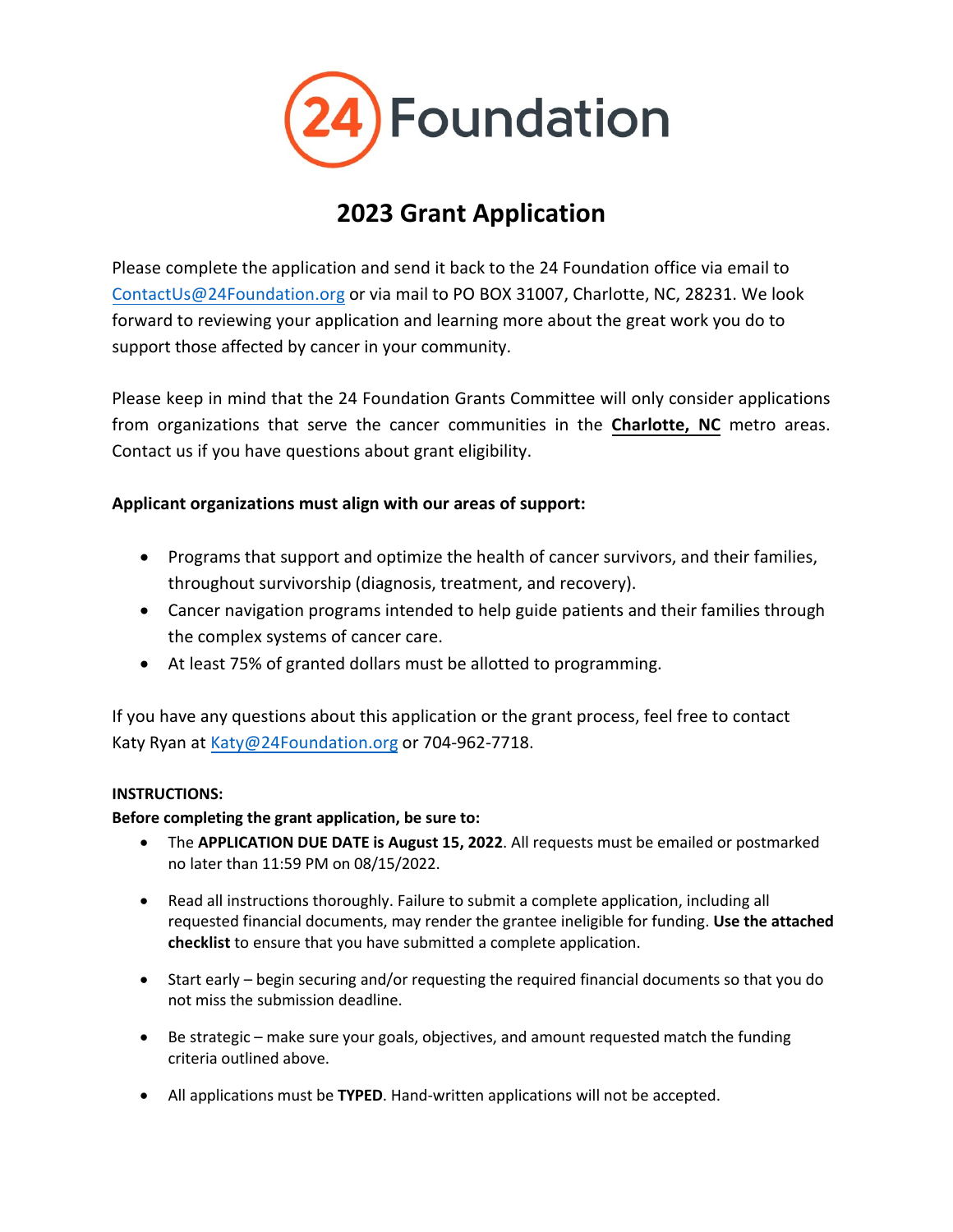# 24 Foundation

## 2023 Grant Application

Please complete the application and send it back to the 24 Foundation office via email to ContactUs@24Foundation.org or via mail to PO BOX 31007, Charlotte, NC, 28231. We look forward to reviewing your application and learning more about the great work you do to support those affected by cancer in your community.

Please keep in mind that the 24 Foundation Grants Committee will only consider applications from organizations that serve the cancer communities in the **Charlotte, NC** metro areas. Contact us if you have questions about grant eligibility.

**Applicant organizations must align with our areas of support:**

- Programs that support and optimize the health of cancer survivors, and their families, throughout survivorship (diagnosis, treatment, and recovery).
- Cancer navigation programs intended to help guide patients and their families through the complex systems of cancer care.
- At least 75% of granted dollars must be allotted to programming.

If you have any questions about this application or the grant process, feel free to contact Katy Ryan at Katy@24Foundation.org or 704-962-7718.

**INSTRUCTIONS:**

**Before completing the grant application, be sure to:**

- The **APPLICATION DUE DATE is August 15, 2022**. All requests must be emailed or postmarked no later than 11:59 PM on 08/15/2022.
- Read all instructions thoroughly. Failure to submit a complete application, including all requested financial documents, may render the grantee ineligible for funding. **Use the attached checklist** to ensure that you have submitted a complete application.
- Start early – begin securing and/or requesting the required financial documents so that you do not miss the submission deadline.
- Be strategic – make sure your goals, objectives, and amount requested match the funding criteria outlined above.
- All applications must be **TYPED**. Hand-written applications will not be accepted.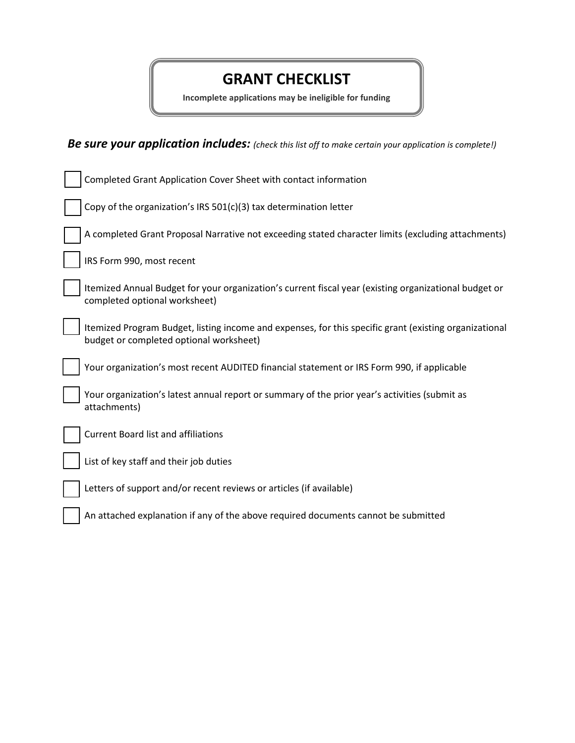# GRANT CHECKLIST

**Incomplete applications may be ineligible for funding**

***Be sure your application includes:*** *(check this list off to make certain your application is complete!)*

- [ ] Completed Grant Application Cover Sheet with contact information
- [ ] Copy of the organization's IRS 501(c)(3) tax determination letter
- [ ] A completed Grant Proposal Narrative not exceeding stated character limits (excluding attachments)
- [ ] IRS Form 990, most recent
- [ ] Itemized Annual Budget for your organization's current fiscal year (existing organizational budget or completed optional worksheet)
- [ ] Itemized Program Budget, listing income and expenses, for this specific grant (existing organizational budget or completed optional worksheet)
- [ ] Your organization's most recent AUDITED financial statement or IRS Form 990, if applicable
- [ ] Your organization's latest annual report or summary of the prior year's activities (submit as attachments)
- [ ] Current Board list and affiliations
- [ ] List of key staff and their job duties
- [ ] Letters of support and/or recent reviews or articles (if available)
- [ ] An attached explanation if any of the above required documents cannot be submitted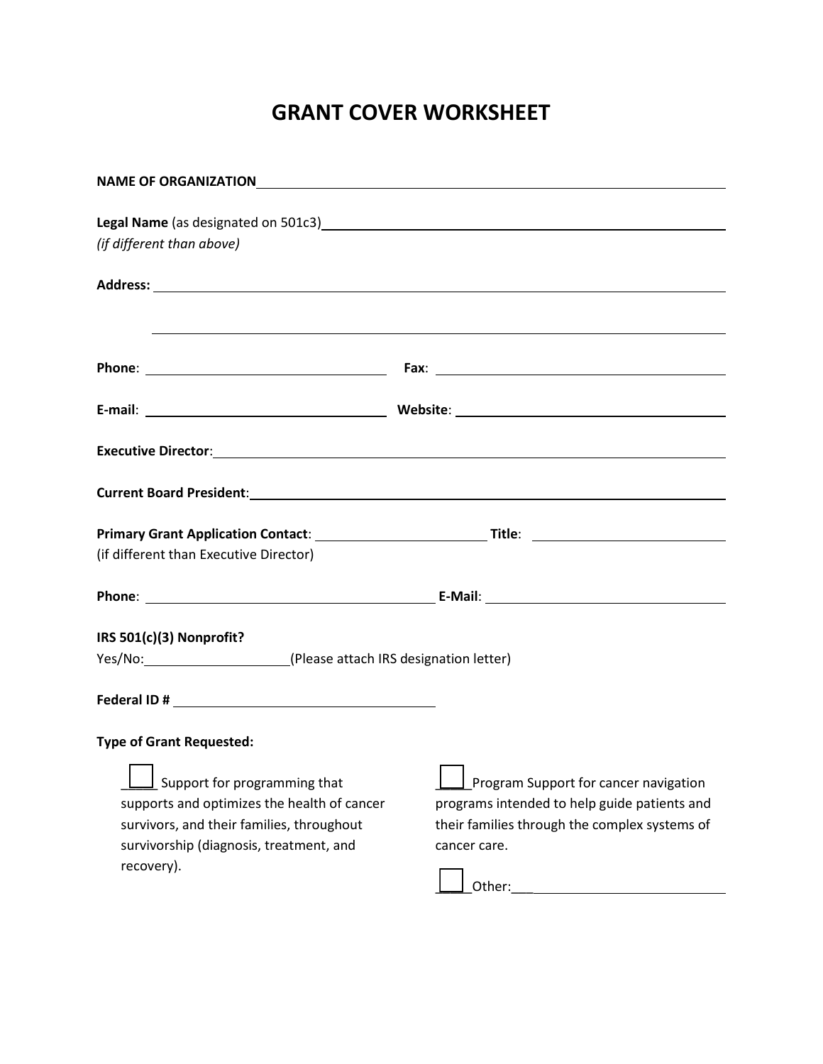# GRANT COVER WORKSHEET

**NAME OF ORGANIZATION**\_\_\_\_\_\_\_\_\_\_\_\_\_\_\_\_\_\_\_\_\_\_\_\_\_\_\_\_\_\_\_\_\_\_\_\_\_\_\_\_

**Legal Name** (as designated on 501c3)\_\_\_\_\_\_\_\_\_\_\_\_\_\_\_\_\_\_\_\_\_\_\_\_\_\_\_\_\_\_
*(if different than above)*

**Address:** \_\_\_\_\_\_\_\_\_\_\_\_\_\_\_\_\_\_\_\_\_\_\_\_\_\_\_\_\_\_\_\_\_\_\_\_\_\_\_\_

\_\_\_\_\_\_\_\_\_\_\_\_\_\_\_\_\_\_\_\_\_\_\_\_\_\_\_\_\_\_\_\_\_\_\_\_\_\_\_\_

**Phone**: \_\_\_\_\_\_\_\_\_\_\_\_\_\_\_\_\_\_\_\_ **Fax**: \_\_\_\_\_\_\_\_\_\_\_\_\_\_\_\_\_\_\_\_

**E-mail**: \_\_\_\_\_\_\_\_\_\_\_\_\_\_\_\_\_\_\_\_ **Website**: \_\_\_\_\_\_\_\_\_\_\_\_\_\_\_\_\_\_\_\_

**Executive Director**:\_\_\_\_\_\_\_\_\_\_\_\_\_\_\_\_\_\_\_\_\_\_\_\_\_\_\_\_\_\_\_\_\_\_\_\_\_\_\_\_

**Current Board President**:\_\_\_\_\_\_\_\_\_\_\_\_\_\_\_\_\_\_\_\_\_\_\_\_\_\_\_\_\_\_\_\_\_\_\_\_

**Primary Grant Application Contact**: \_\_\_\_\_\_\_\_\_\_\_\_\_\_\_\_\_\_\_\_ **Title**: \_\_\_\_\_\_\_\_\_\_\_\_\_\_\_\_
(if different than Executive Director)

**Phone**: \_\_\_\_\_\_\_\_\_\_\_\_\_\_\_\_\_\_\_\_ **E-Mail**: \_\_\_\_\_\_\_\_\_\_\_\_\_\_\_\_\_\_\_\_

**IRS 501(c)(3) Nonprofit?**
Yes/No:\_\_\_\_\_\_\_\_\_\_\_\_\_\_\_\_(Please attach IRS designation letter)

**Federal ID #** \_\_\_\_\_\_\_\_\_\_\_\_\_\_\_\_\_\_\_\_\_\_\_\_\_\_\_\_

**Type of Grant Requested:**

☐ Support for programming that supports and optimizes the health of cancer survivors, and their families, throughout survivorship (diagnosis, treatment, and recovery).

☐ Program Support for cancer navigation programs intended to help guide patients and their families through the complex systems of cancer care.

☐ Other:\_\_\_\_\_\_\_\_\_\_\_\_\_\_\_\_\_\_\_\_\_\_\_\_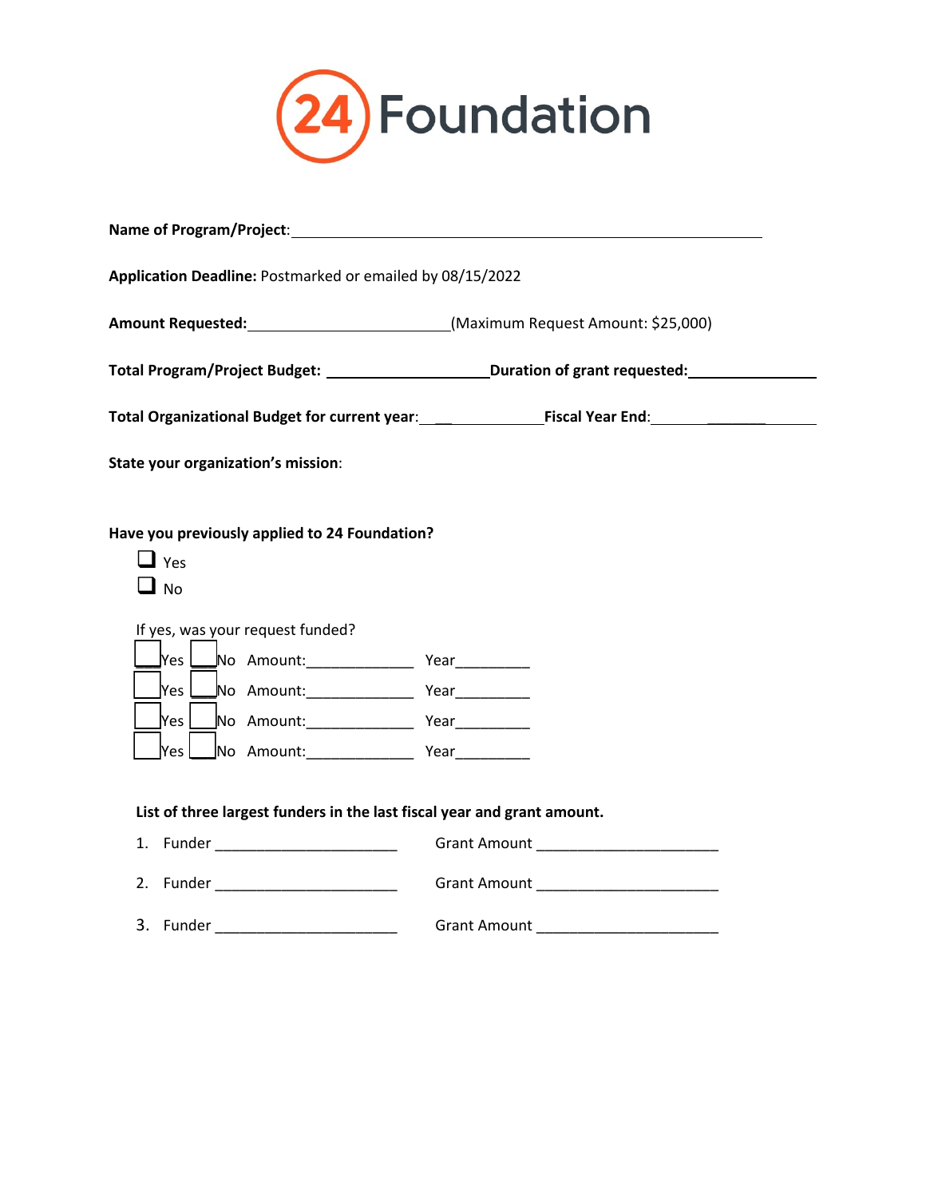# 24 Foundation

**Name of Program/Project**: ______________________________________________

**Application Deadline:** Postmarked or emailed by 08/15/2022

**Amount Requested:** ______________________ (Maximum Request Amount: $25,000)

**Total Program/Project Budget:** __________________ **Duration of grant requested:** ______________

**Total Organizational Budget for current year**: ______________ **Fiscal Year End**: ______________

**State your organization's mission**:

**Have you previously applied to 24 Foundation?**

- ☐ Yes
- ☐ No

If yes, was your request funded?

☐ Yes ☐ No Amount: _____________ Year _________

☐ Yes ☐ No Amount: _____________ Year _________

☐ Yes ☐ No Amount: _____________ Year _________

☐ Yes ☐ No Amount: _____________ Year _________

**List of three largest funders in the last fiscal year and grant amount.**

1. Funder ______________________ Grant Amount ______________________
2. Funder ______________________ Grant Amount ______________________
3. Funder ______________________ Grant Amount ______________________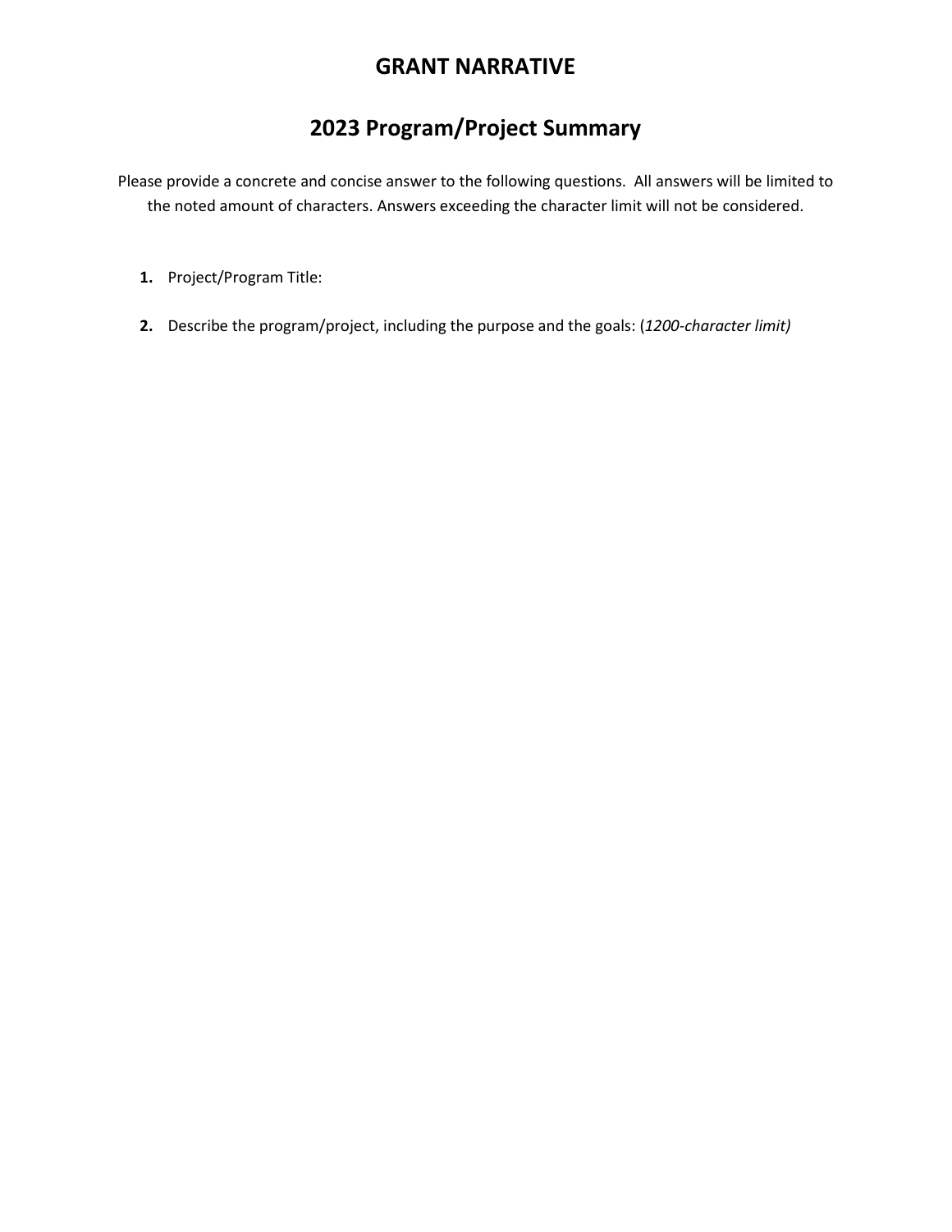# GRANT NARRATIVE

## 2023 Program/Project Summary

Please provide a concrete and concise answer to the following questions. All answers will be limited to the noted amount of characters. Answers exceeding the character limit will not be considered.

1. Project/Program Title:

2. Describe the program/project, including the purpose and the goals: (*1200-character limit)*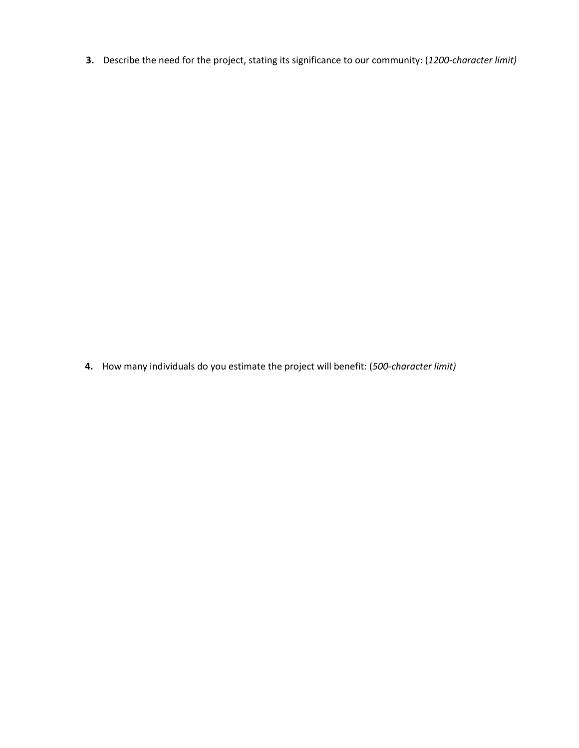**3.** Describe the need for the project, stating its significance to our community: (*1200-character limit)*

**4.** How many individuals do you estimate the project will benefit: (*500-character limit)*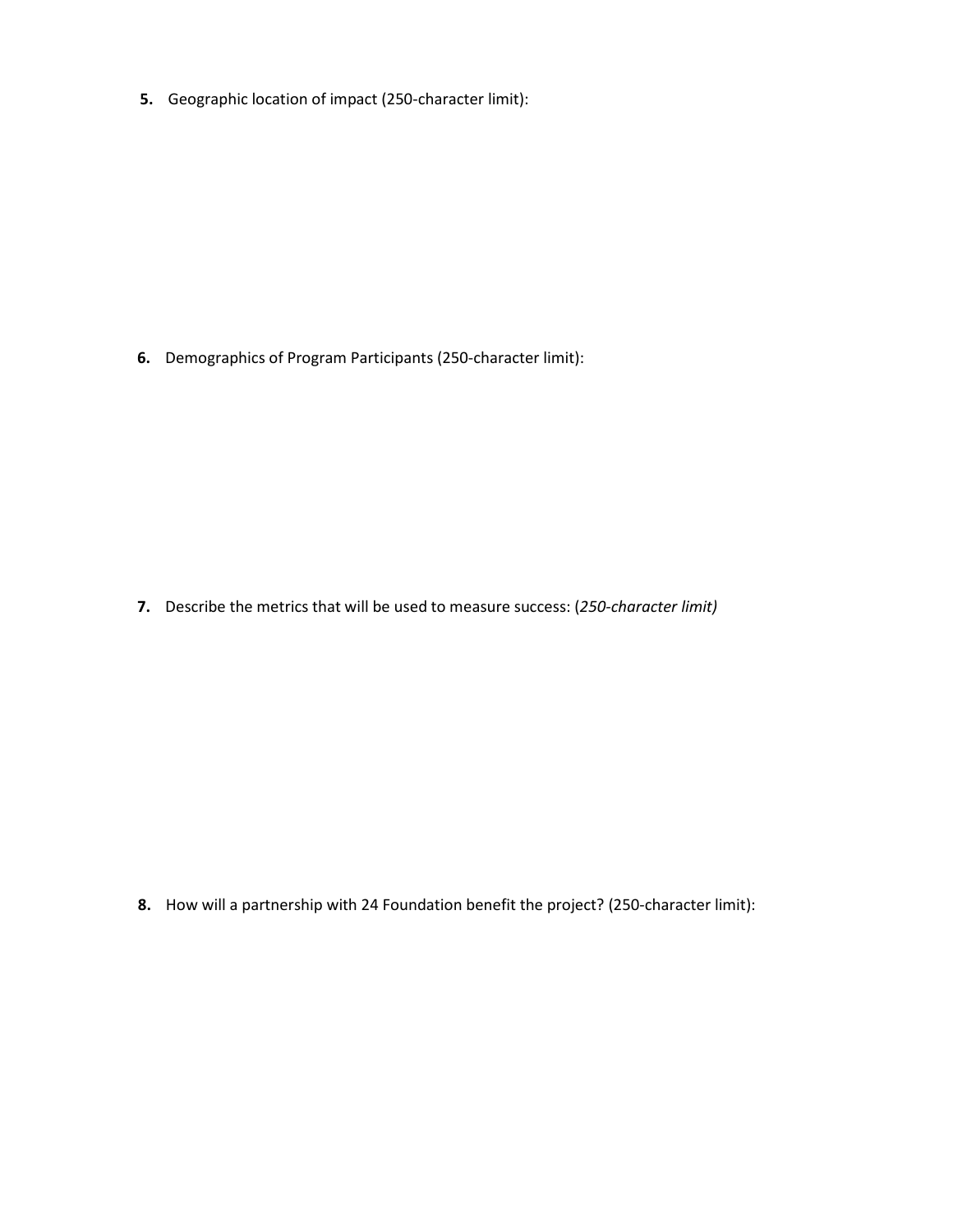**5.** Geographic location of impact (250-character limit):

**6.** Demographics of Program Participants (250-character limit):

**7.** Describe the metrics that will be used to measure success: (*250-character limit)*

**8.** How will a partnership with 24 Foundation benefit the project? (250-character limit):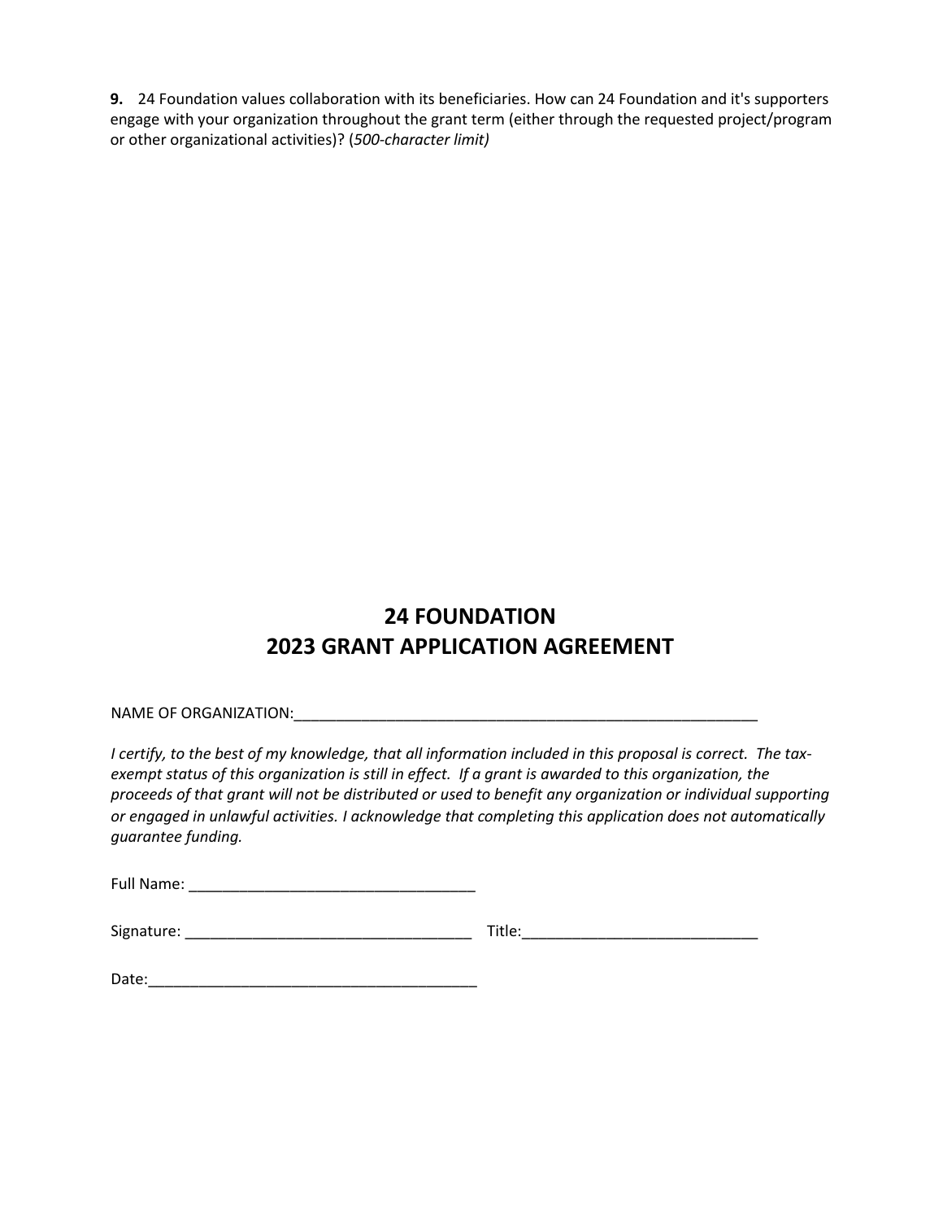**9.** 24 Foundation values collaboration with its beneficiaries. How can 24 Foundation and it's supporters engage with your organization throughout the grant term (either through the requested project/program or other organizational activities)? (*500-character limit)*

# 24 FOUNDATION
# 2023 GRANT APPLICATION AGREEMENT

NAME OF ORGANIZATION:_________________________________________________________

*I certify, to the best of my knowledge, that all information included in this proposal is correct. The tax-exempt status of this organization is still in effect. If a grant is awarded to this organization, the proceeds of that grant will not be distributed or used to benefit any organization or individual supporting or engaged in unlawful activities. I acknowledge that completing this application does not automatically guarantee funding.*

Full Name: ___________________________________

Signature: ___________________________________ Title:____________________________

Date:_________________________________________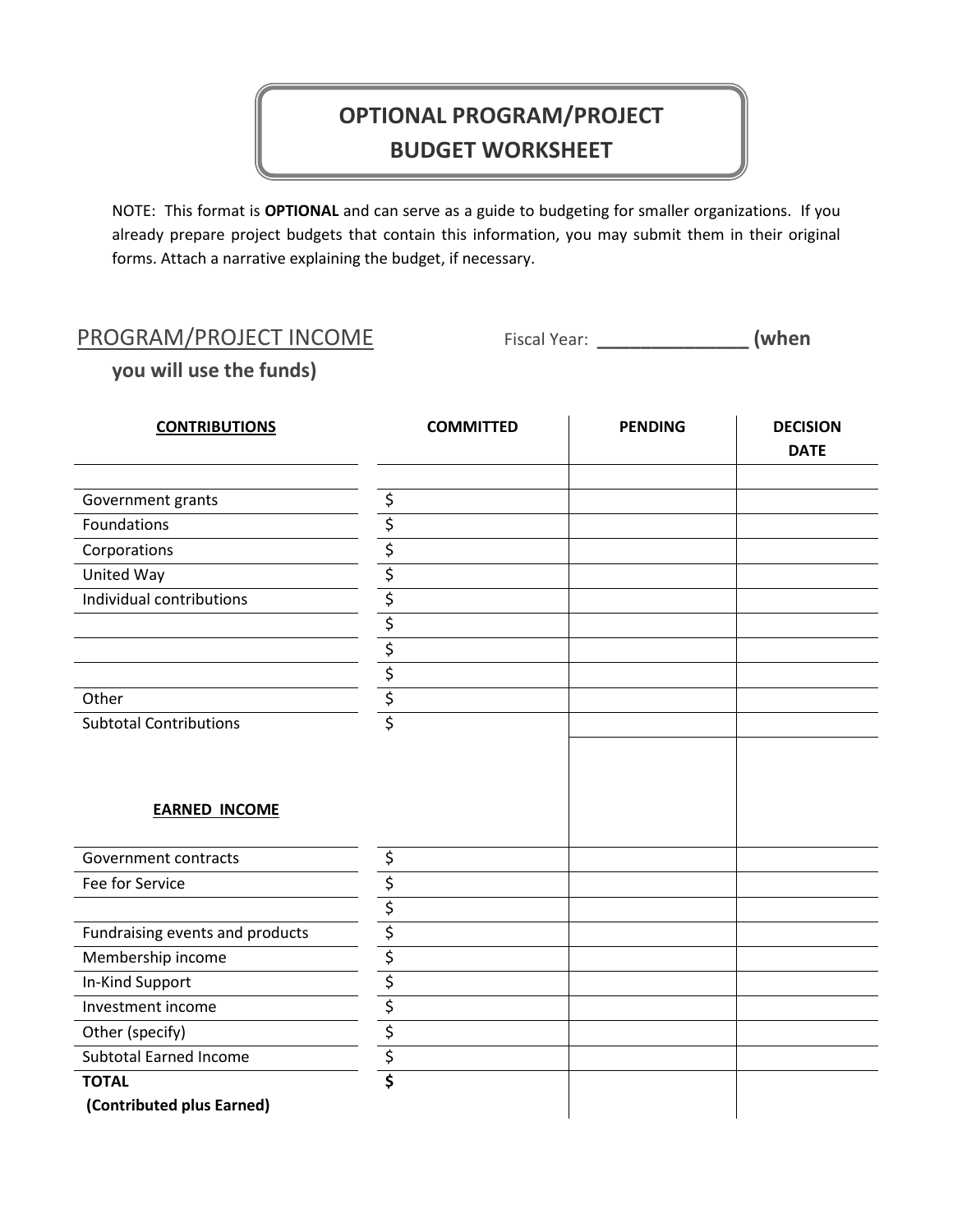# OPTIONAL PROGRAM/PROJECT BUDGET WORKSHEET

NOTE: This format is **OPTIONAL** and can serve as a guide to budgeting for smaller organizations. If you already prepare project budgets that contain this information, you may submit them in their original forms. Attach a narrative explaining the budget, if necessary.

## PROGRAM/PROJECT INCOME

Fiscal Year: _______________ **(when you will use the funds)**

| **CONTRIBUTIONS** | **COMMITTED** | **PENDING** | **DECISION DATE** |
|---|---|---|---|
| | | | |
| Government grants | $ | | |
| Foundations | $ | | |
| Corporations | $ | | |
| United Way | $ | | |
| Individual contributions | $ | | |
| | $ | | |
| | $ | | |
| | $ | | |
| Other | $ | | |
| Subtotal Contributions | $ | | |
| **EARNED INCOME** | | | |
| Government contracts | $ | | |
| Fee for Service | $ | | |
| | $ | | |
| Fundraising events and products | $ | | |
| Membership income | $ | | |
| In-Kind Support | $ | | |
| Investment income | $ | | |
| Other (specify) | $ | | |
| Subtotal Earned Income | $ | | |
| **TOTAL (Contributed plus Earned)** | **$** | | |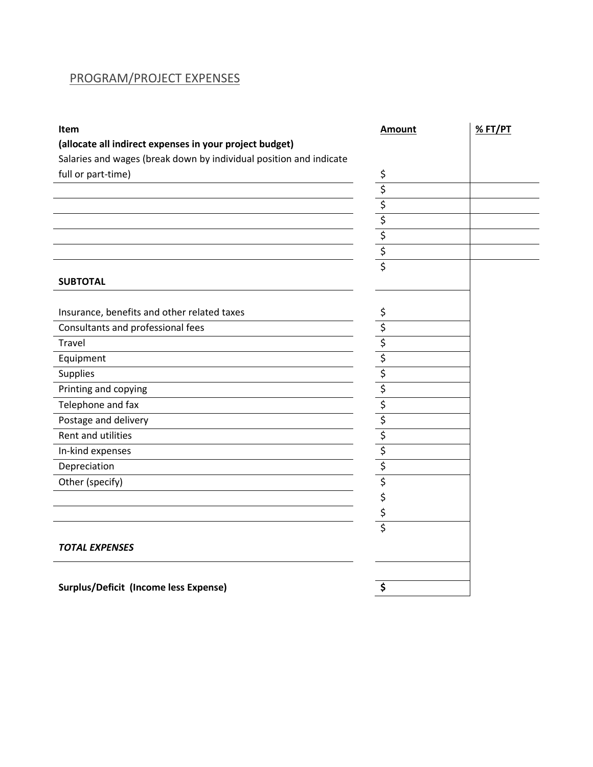## PROGRAM/PROJECT EXPENSES

| Item<br>**(allocate all indirect expenses in your project budget)** | Amount | % FT/PT |
|---|---|---|
| Salaries and wages (break down by individual position and indicate full or part-time) | $ | |
| | $ | |
| | $ | |
| | $ | |
| | $ | |
| | $ | |
| **SUBTOTAL** | $ | |
| Insurance, benefits and other related taxes | $ | |
| Consultants and professional fees | $ | |
| Travel | $ | |
| Equipment | $ | |
| Supplies | $ | |
| Printing and copying | $ | |
| Telephone and fax | $ | |
| Postage and delivery | $ | |
| Rent and utilities | $ | |
| In-kind expenses | $ | |
| Depreciation | $ | |
| Other (specify) | $ | |
| | $ | |
| | $ | |
| ***TOTAL EXPENSES*** | $ | |
| **Surplus/Deficit (Income less Expense)** | **$** | |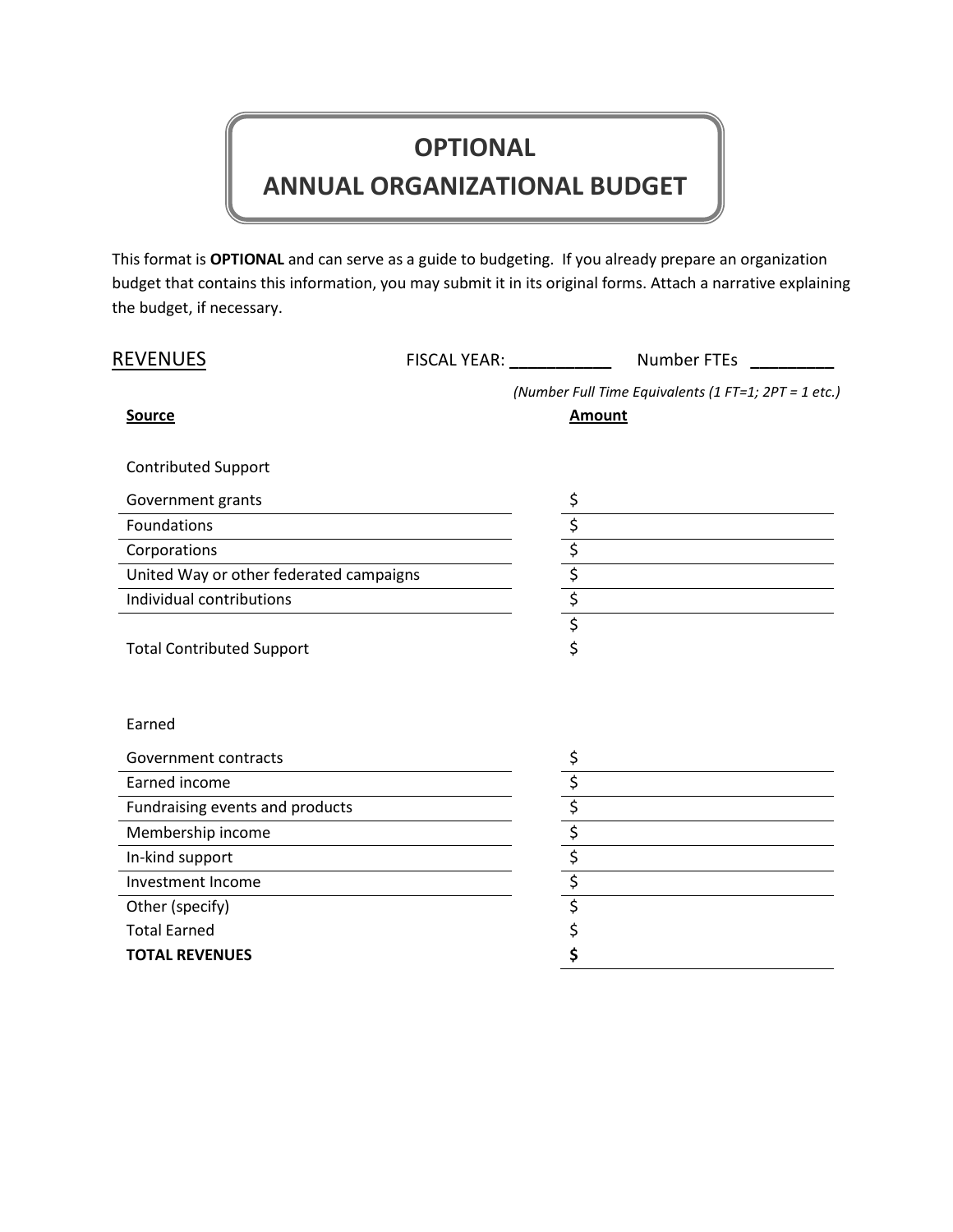# OPTIONAL
# ANNUAL ORGANIZATIONAL BUDGET

This format is **OPTIONAL** and can serve as a guide to budgeting. If you already prepare an organization budget that contains this information, you may submit it in its original forms. Attach a narrative explaining the budget, if necessary.

## REVENUES

FISCAL YEAR: ___________ Number FTEs _________

*(Number Full Time Equivalents (1 FT=1; 2PT = 1 etc.)*

| **Source** | **Amount** |
|---|---|
| Contributed Support | |
| Government grants | $ |
| Foundations | $ |
| Corporations | $ |
| United Way or other federated campaigns | $ |
| Individual contributions | $ |
| | $ |
| Total Contributed Support | $ |
| Earned | |
| Government contracts | $ |
| Earned income | $ |
| Fundraising events and products | $ |
| Membership income | $ |
| In-kind support | $ |
| Investment Income | $ |
| Other (specify) | $ |
| Total Earned | $ |
| **TOTAL REVENUES** | **$** |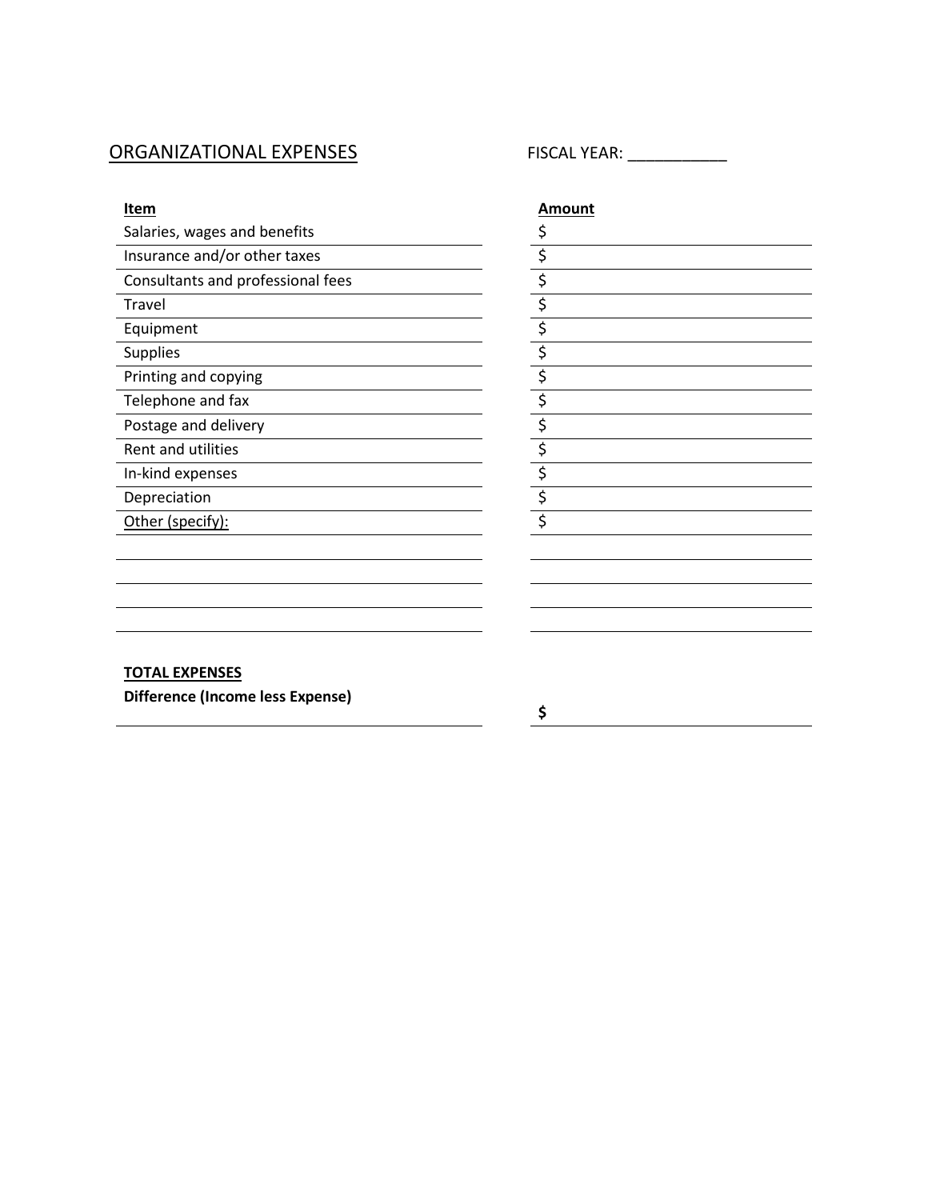ORGANIZATIONAL EXPENSES

FISCAL YEAR: ___________

| Item | Amount |
| --- | --- |
| Salaries, wages and benefits | $ |
| Insurance and/or other taxes | $ |
| Consultants and professional fees | $ |
| Travel | $ |
| Equipment | $ |
| Supplies | $ |
| Printing and copying | $ |
| Telephone and fax | $ |
| Postage and delivery | $ |
| Rent and utilities | $ |
| In-kind expenses | $ |
| Depreciation | $ |
| Other (specify): | $ |
| | |
| | |
| | |
| | |
| **TOTAL EXPENSES** | |
| **Difference (Income less Expense)** | **$** |